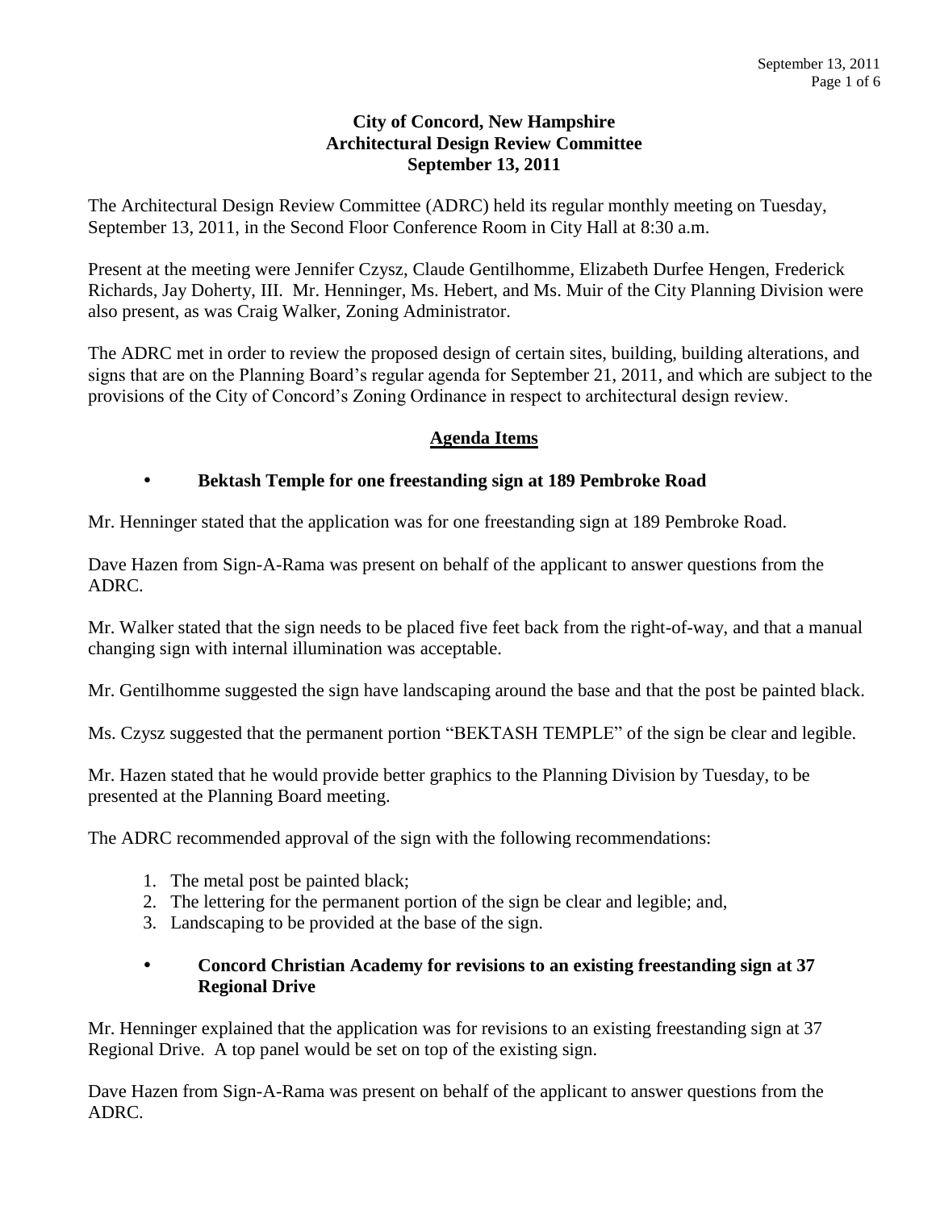# City of Concord, New Hampshire
## Architectural Design Review Committee
## September 13, 2011

The Architectural Design Review Committee (ADRC) held its regular monthly meeting on Tuesday, September 13, 2011, in the Second Floor Conference Room in City Hall at 8:30 a.m.

Present at the meeting were Jennifer Czysz, Claude Gentilhomme, Elizabeth Durfee Hengen, Frederick Richards, Jay Doherty, III. Mr. Henninger, Ms. Hebert, and Ms. Muir of the City Planning Division were also present, as was Craig Walker, Zoning Administrator.

The ADRC met in order to review the proposed design of certain sites, building, building alterations, and signs that are on the Planning Board's regular agenda for September 21, 2011, and which are subject to the provisions of the City of Concord's Zoning Ordinance in respect to architectural design review.

## Agenda Items

- **Bektash Temple for one freestanding sign at 189 Pembroke Road**

Mr. Henninger stated that the application was for one freestanding sign at 189 Pembroke Road.

Dave Hazen from Sign-A-Rama was present on behalf of the applicant to answer questions from the ADRC.

Mr. Walker stated that the sign needs to be placed five feet back from the right-of-way, and that a manual changing sign with internal illumination was acceptable.

Mr. Gentilhomme suggested the sign have landscaping around the base and that the post be painted black.

Ms. Czysz suggested that the permanent portion "BEKTASH TEMPLE" of the sign be clear and legible.

Mr. Hazen stated that he would provide better graphics to the Planning Division by Tuesday, to be presented at the Planning Board meeting.

The ADRC recommended approval of the sign with the following recommendations:

1. The metal post be painted black;
2. The lettering for the permanent portion of the sign be clear and legible; and,
3. Landscaping to be provided at the base of the sign.

- **Concord Christian Academy for revisions to an existing freestanding sign at 37 Regional Drive**

Mr. Henninger explained that the application was for revisions to an existing freestanding sign at 37 Regional Drive. A top panel would be set on top of the existing sign.

Dave Hazen from Sign-A-Rama was present on behalf of the applicant to answer questions from the ADRC.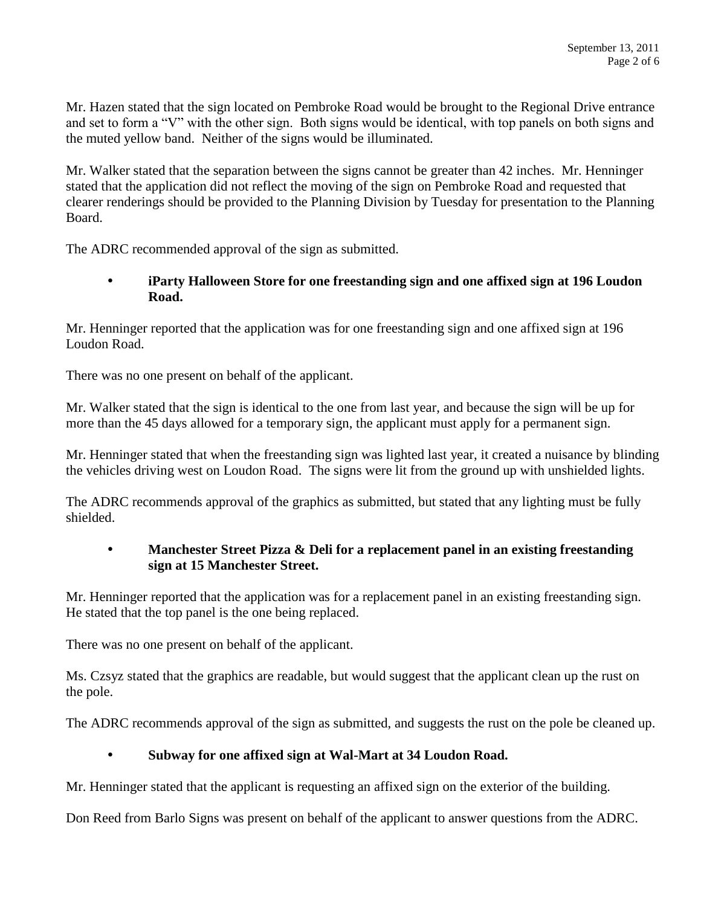Mr. Hazen stated that the sign located on Pembroke Road would be brought to the Regional Drive entrance and set to form a "V" with the other sign. Both signs would be identical, with top panels on both signs and the muted yellow band. Neither of the signs would be illuminated.

Mr. Walker stated that the separation between the signs cannot be greater than 42 inches. Mr. Henninger stated that the application did not reflect the moving of the sign on Pembroke Road and requested that clearer renderings should be provided to the Planning Division by Tuesday for presentation to the Planning Board.

The ADRC recommended approval of the sign as submitted.

- **iParty Halloween Store for one freestanding sign and one affixed sign at 196 Loudon Road.**

Mr. Henninger reported that the application was for one freestanding sign and one affixed sign at 196 Loudon Road.

There was no one present on behalf of the applicant.

Mr. Walker stated that the sign is identical to the one from last year, and because the sign will be up for more than the 45 days allowed for a temporary sign, the applicant must apply for a permanent sign.

Mr. Henninger stated that when the freestanding sign was lighted last year, it created a nuisance by blinding the vehicles driving west on Loudon Road. The signs were lit from the ground up with unshielded lights.

The ADRC recommends approval of the graphics as submitted, but stated that any lighting must be fully shielded.

- **Manchester Street Pizza & Deli for a replacement panel in an existing freestanding sign at 15 Manchester Street.**

Mr. Henninger reported that the application was for a replacement panel in an existing freestanding sign. He stated that the top panel is the one being replaced.

There was no one present on behalf of the applicant.

Ms. Czsyz stated that the graphics are readable, but would suggest that the applicant clean up the rust on the pole.

The ADRC recommends approval of the sign as submitted, and suggests the rust on the pole be cleaned up.

- **Subway for one affixed sign at Wal-Mart at 34 Loudon Road.**

Mr. Henninger stated that the applicant is requesting an affixed sign on the exterior of the building.

Don Reed from Barlo Signs was present on behalf of the applicant to answer questions from the ADRC.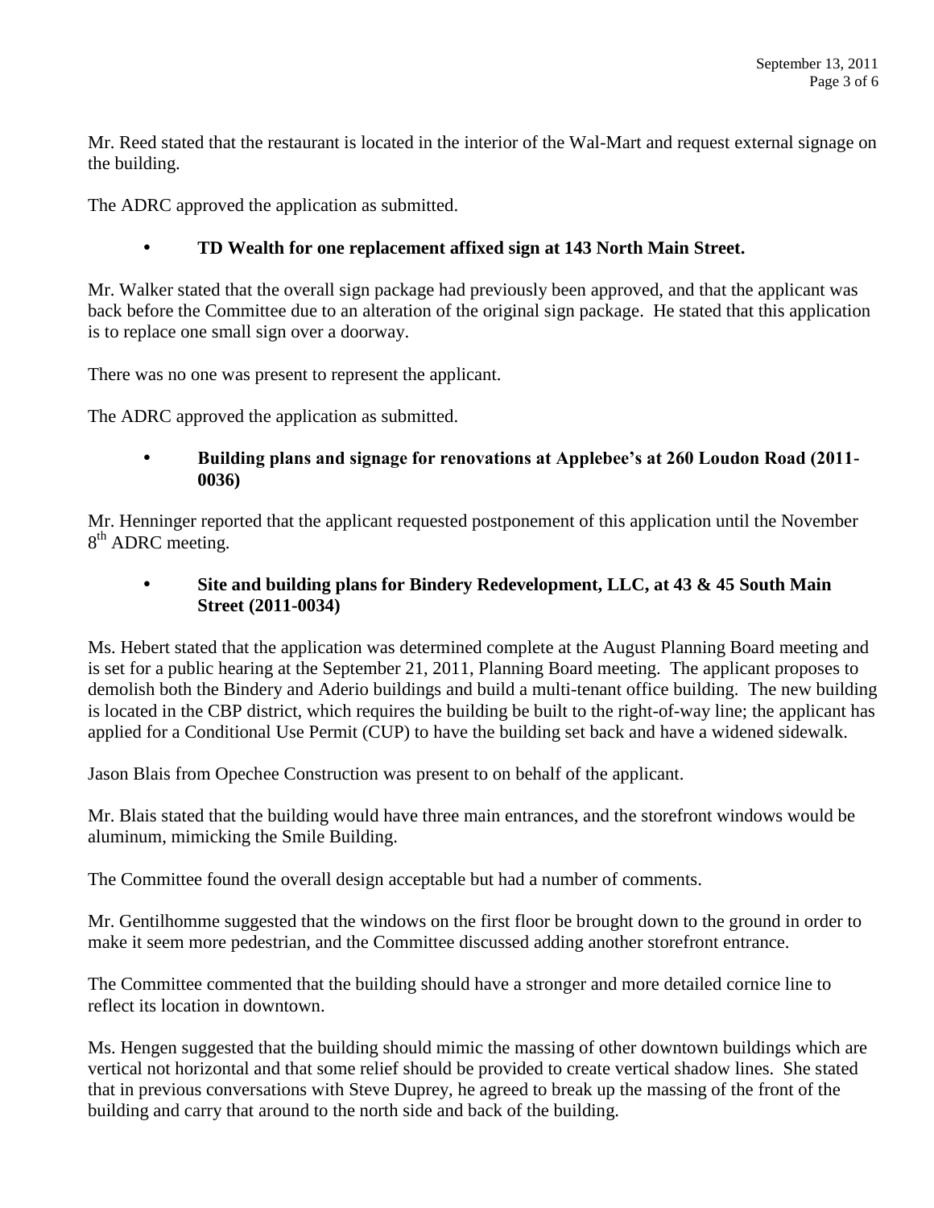Mr. Reed stated that the restaurant is located in the interior of the Wal-Mart and request external signage on the building.

The ADRC approved the application as submitted.

- **TD Wealth for one replacement affixed sign at 143 North Main Street.**

Mr. Walker stated that the overall sign package had previously been approved, and that the applicant was back before the Committee due to an alteration of the original sign package. He stated that this application is to replace one small sign over a doorway.

There was no one was present to represent the applicant.

The ADRC approved the application as submitted.

- **Building plans and signage for renovations at Applebee's at 260 Loudon Road (2011-0036)**

Mr. Henninger reported that the applicant requested postponement of this application until the November 8th ADRC meeting.

- **Site and building plans for Bindery Redevelopment, LLC, at 43 & 45 South Main Street (2011-0034)**

Ms. Hebert stated that the application was determined complete at the August Planning Board meeting and is set for a public hearing at the September 21, 2011, Planning Board meeting. The applicant proposes to demolish both the Bindery and Aderio buildings and build a multi-tenant office building. The new building is located in the CBP district, which requires the building be built to the right-of-way line; the applicant has applied for a Conditional Use Permit (CUP) to have the building set back and have a widened sidewalk.

Jason Blais from Opechee Construction was present to on behalf of the applicant.

Mr. Blais stated that the building would have three main entrances, and the storefront windows would be aluminum, mimicking the Smile Building.

The Committee found the overall design acceptable but had a number of comments.

Mr. Gentilhomme suggested that the windows on the first floor be brought down to the ground in order to make it seem more pedestrian, and the Committee discussed adding another storefront entrance.

The Committee commented that the building should have a stronger and more detailed cornice line to reflect its location in downtown.

Ms. Hengen suggested that the building should mimic the massing of other downtown buildings which are vertical not horizontal and that some relief should be provided to create vertical shadow lines. She stated that in previous conversations with Steve Duprey, he agreed to break up the massing of the front of the building and carry that around to the north side and back of the building.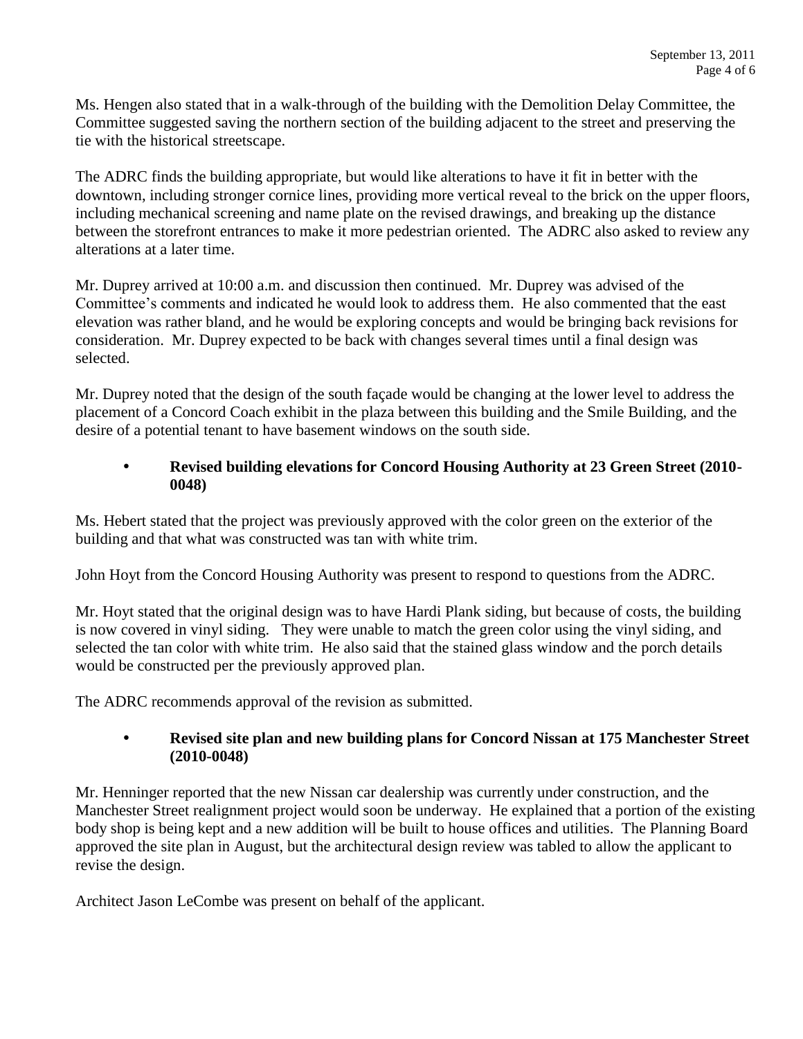Ms. Hengen also stated that in a walk-through of the building with the Demolition Delay Committee, the Committee suggested saving the northern section of the building adjacent to the street and preserving the tie with the historical streetscape.

The ADRC finds the building appropriate, but would like alterations to have it fit in better with the downtown, including stronger cornice lines, providing more vertical reveal to the brick on the upper floors, including mechanical screening and name plate on the revised drawings, and breaking up the distance between the storefront entrances to make it more pedestrian oriented. The ADRC also asked to review any alterations at a later time.

Mr. Duprey arrived at 10:00 a.m. and discussion then continued. Mr. Duprey was advised of the Committee's comments and indicated he would look to address them. He also commented that the east elevation was rather bland, and he would be exploring concepts and would be bringing back revisions for consideration. Mr. Duprey expected to be back with changes several times until a final design was selected.

Mr. Duprey noted that the design of the south façade would be changing at the lower level to address the placement of a Concord Coach exhibit in the plaza between this building and the Smile Building, and the desire of a potential tenant to have basement windows on the south side.

- **Revised building elevations for Concord Housing Authority at 23 Green Street (2010-0048)**

Ms. Hebert stated that the project was previously approved with the color green on the exterior of the building and that what was constructed was tan with white trim.

John Hoyt from the Concord Housing Authority was present to respond to questions from the ADRC.

Mr. Hoyt stated that the original design was to have Hardi Plank siding, but because of costs, the building is now covered in vinyl siding. They were unable to match the green color using the vinyl siding, and selected the tan color with white trim. He also said that the stained glass window and the porch details would be constructed per the previously approved plan.

The ADRC recommends approval of the revision as submitted.

- **Revised site plan and new building plans for Concord Nissan at 175 Manchester Street (2010-0048)**

Mr. Henninger reported that the new Nissan car dealership was currently under construction, and the Manchester Street realignment project would soon be underway. He explained that a portion of the existing body shop is being kept and a new addition will be built to house offices and utilities. The Planning Board approved the site plan in August, but the architectural design review was tabled to allow the applicant to revise the design.

Architect Jason LeCombe was present on behalf of the applicant.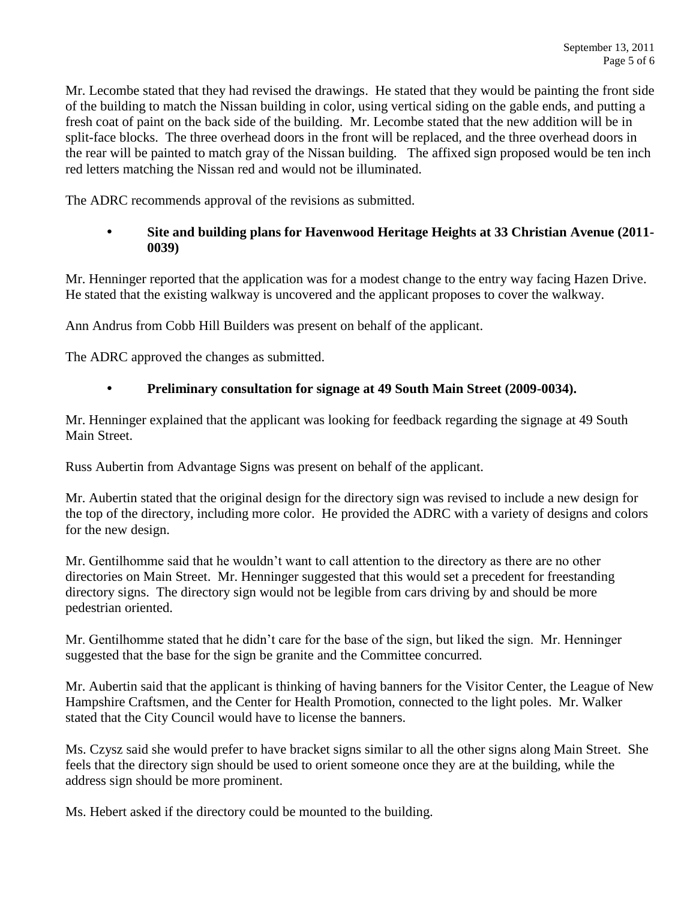Mr. Lecombe stated that they had revised the drawings. He stated that they would be painting the front side of the building to match the Nissan building in color, using vertical siding on the gable ends, and putting a fresh coat of paint on the back side of the building. Mr. Lecombe stated that the new addition will be in split-face blocks. The three overhead doors in the front will be replaced, and the three overhead doors in the rear will be painted to match gray of the Nissan building. The affixed sign proposed would be ten inch red letters matching the Nissan red and would not be illuminated.

The ADRC recommends approval of the revisions as submitted.

- **Site and building plans for Havenwood Heritage Heights at 33 Christian Avenue (2011-0039)**

Mr. Henninger reported that the application was for a modest change to the entry way facing Hazen Drive. He stated that the existing walkway is uncovered and the applicant proposes to cover the walkway.

Ann Andrus from Cobb Hill Builders was present on behalf of the applicant.

The ADRC approved the changes as submitted.

- **Preliminary consultation for signage at 49 South Main Street (2009-0034).**

Mr. Henninger explained that the applicant was looking for feedback regarding the signage at 49 South Main Street.

Russ Aubertin from Advantage Signs was present on behalf of the applicant.

Mr. Aubertin stated that the original design for the directory sign was revised to include a new design for the top of the directory, including more color. He provided the ADRC with a variety of designs and colors for the new design.

Mr. Gentilhomme said that he wouldn't want to call attention to the directory as there are no other directories on Main Street. Mr. Henninger suggested that this would set a precedent for freestanding directory signs. The directory sign would not be legible from cars driving by and should be more pedestrian oriented.

Mr. Gentilhomme stated that he didn't care for the base of the sign, but liked the sign. Mr. Henninger suggested that the base for the sign be granite and the Committee concurred.

Mr. Aubertin said that the applicant is thinking of having banners for the Visitor Center, the League of New Hampshire Craftsmen, and the Center for Health Promotion, connected to the light poles. Mr. Walker stated that the City Council would have to license the banners.

Ms. Czysz said she would prefer to have bracket signs similar to all the other signs along Main Street. She feels that the directory sign should be used to orient someone once they are at the building, while the address sign should be more prominent.

Ms. Hebert asked if the directory could be mounted to the building.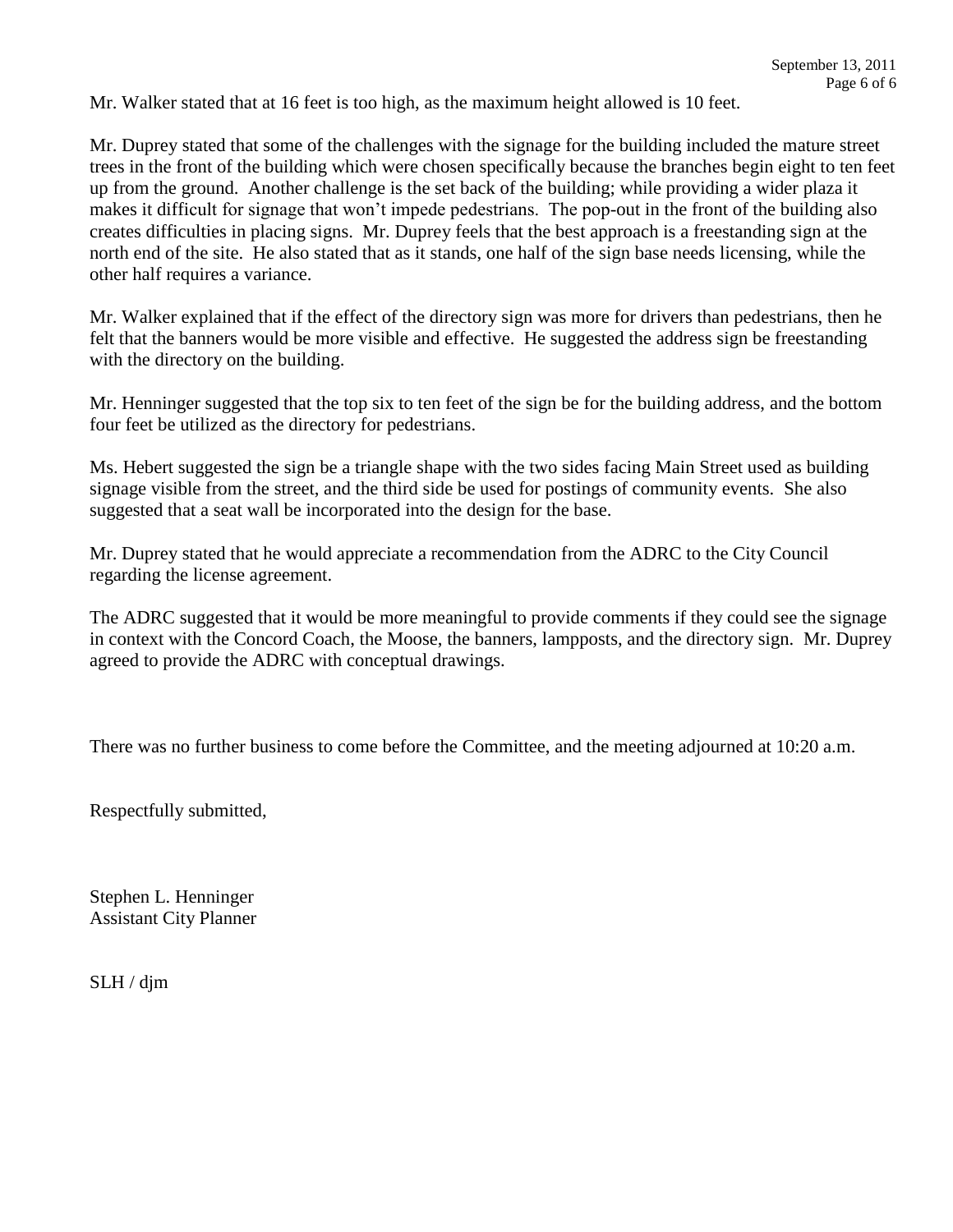Mr. Walker stated that at 16 feet is too high, as the maximum height allowed is 10 feet.

Mr. Duprey stated that some of the challenges with the signage for the building included the mature street trees in the front of the building which were chosen specifically because the branches begin eight to ten feet up from the ground. Another challenge is the set back of the building; while providing a wider plaza it makes it difficult for signage that won't impede pedestrians. The pop-out in the front of the building also creates difficulties in placing signs. Mr. Duprey feels that the best approach is a freestanding sign at the north end of the site. He also stated that as it stands, one half of the sign base needs licensing, while the other half requires a variance.

Mr. Walker explained that if the effect of the directory sign was more for drivers than pedestrians, then he felt that the banners would be more visible and effective. He suggested the address sign be freestanding with the directory on the building.

Mr. Henninger suggested that the top six to ten feet of the sign be for the building address, and the bottom four feet be utilized as the directory for pedestrians.

Ms. Hebert suggested the sign be a triangle shape with the two sides facing Main Street used as building signage visible from the street, and the third side be used for postings of community events. She also suggested that a seat wall be incorporated into the design for the base.

Mr. Duprey stated that he would appreciate a recommendation from the ADRC to the City Council regarding the license agreement.

The ADRC suggested that it would be more meaningful to provide comments if they could see the signage in context with the Concord Coach, the Moose, the banners, lampposts, and the directory sign. Mr. Duprey agreed to provide the ADRC with conceptual drawings.

There was no further business to come before the Committee, and the meeting adjourned at 10:20 a.m.

Respectfully submitted,

Stephen L. Henninger
Assistant City Planner

SLH / djm